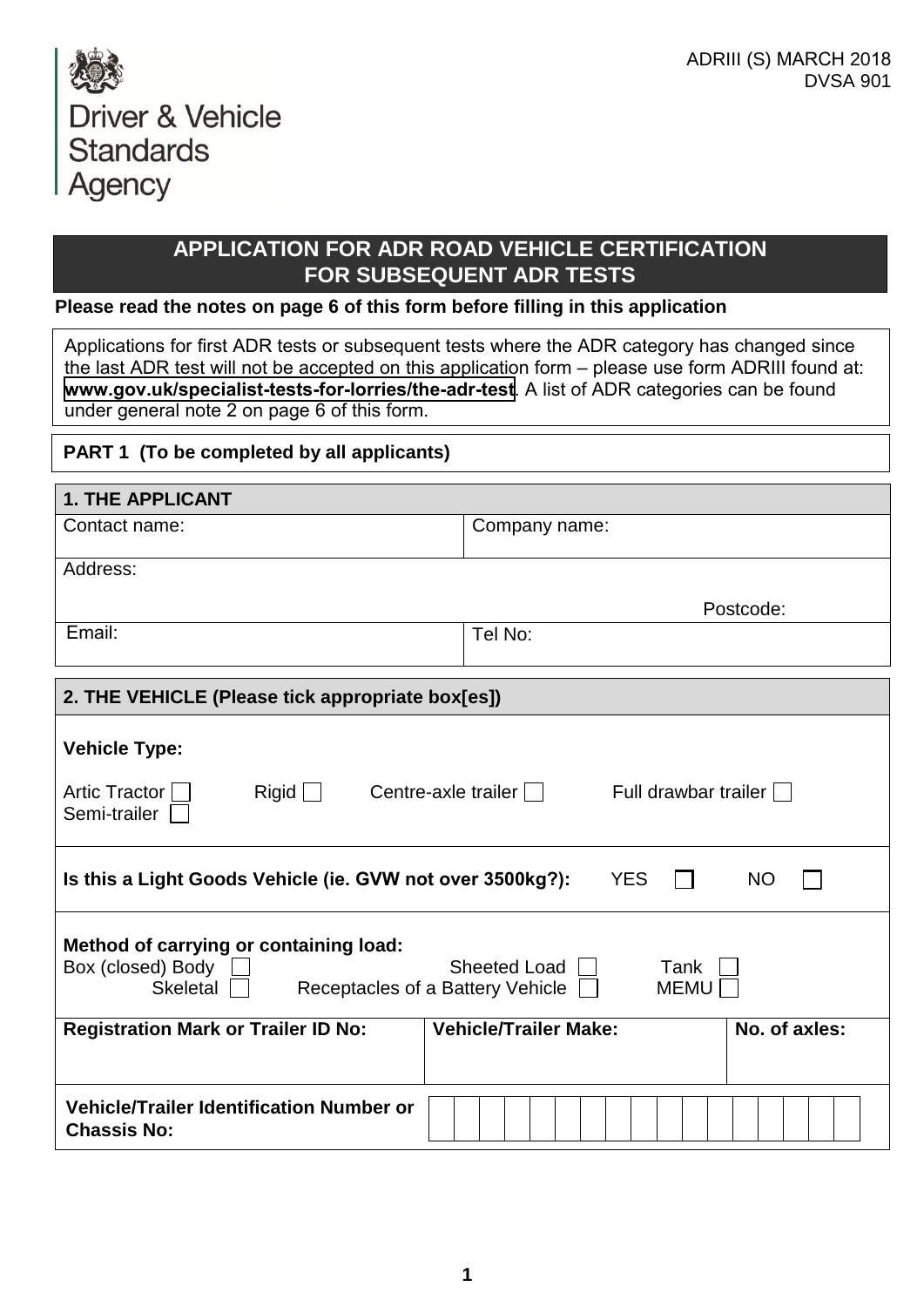ADRIII (S) MARCH 2018
DVSA 901

Driver & Vehicle Standards Agency

# APPLICATION FOR ADR ROAD VEHICLE CERTIFICATION FOR SUBSEQUENT ADR TESTS

**Please read the notes on page 6 of this form before filling in this application**

Applications for first ADR tests or subsequent tests where the ADR category has changed since the last ADR test will not be accepted on this application form – please use form ADRIII found at: **www.gov.uk/specialist-tests-for-lorries/the-adr-test**. A list of ADR categories can be found under general note 2 on page 6 of this form.

**PART 1 (To be completed by all applicants)**

## 1. THE APPLICANT

| Contact name: | Company name: |
|---|---|
| Address: | Postcode: |
| Email: | Tel No: |

## 2. THE VEHICLE (Please tick appropriate box[es])

**Vehicle Type:**

Artic Tractor ☐ Rigid ☐ Centre-axle trailer ☐ Full drawbar trailer ☐ Semi-trailer ☐

**Is this a Light Goods Vehicle (ie. GVW not over 3500kg?):** YES ☐ NO ☐

**Method of carrying or containing load:**

Box (closed) Body ☐ Sheeted Load ☐ Tank ☐ Skeletal ☐ Receptacles of a Battery Vehicle ☐ MEMU ☐

| Registration Mark or Trailer ID No: | Vehicle/Trailer Make: | No. of axles: |
|---|---|---|
| | | |

**Vehicle/Trailer Identification Number or Chassis No:**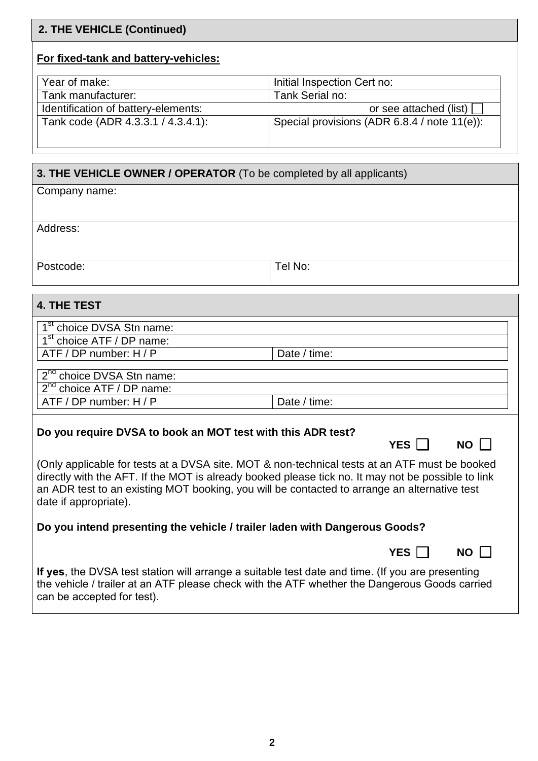## 2. THE VEHICLE (Continued)

**For fixed-tank and battery-vehicles:**

| Year of make: | Initial Inspection Cert no: |
|---|---|
| Tank manufacturer: | Tank Serial no: |
| Identification of battery-elements: | or see attached (list) ☐ |
| Tank code (ADR 4.3.3.1 / 4.3.4.1): | Special provisions (ADR 6.8.4 / note 11(e)): |

## 3. THE VEHICLE OWNER / OPERATOR (To be completed by all applicants)

| Company name: | |
|---|---|
| Address: | |
| Postcode: | Tel No: |

## 4. THE TEST

| 1st choice DVSA Stn name: | |
|---|---|
| 1st choice ATF / DP name: | |
| ATF / DP number: H / P | Date / time: |

| 2nd choice DVSA Stn name: | |
|---|---|
| 2nd choice ATF / DP name: | |
| ATF / DP number: H / P | Date / time: |

**Do you require DVSA to book an MOT test with this ADR test?** **YES** ☐ **NO** ☐

(Only applicable for tests at a DVSA site. MOT & non-technical tests at an ATF must be booked directly with the AFT. If the MOT is already booked please tick no. It may not be possible to link an ADR test to an existing MOT booking, you will be contacted to arrange an alternative test date if appropriate).

**Do you intend presenting the vehicle / trailer laden with Dangerous Goods?**

**YES** ☐ **NO** ☐

**If yes**, the DVSA test station will arrange a suitable test date and time. (If you are presenting the vehicle / trailer at an ATF please check with the ATF whether the Dangerous Goods carried can be accepted for test).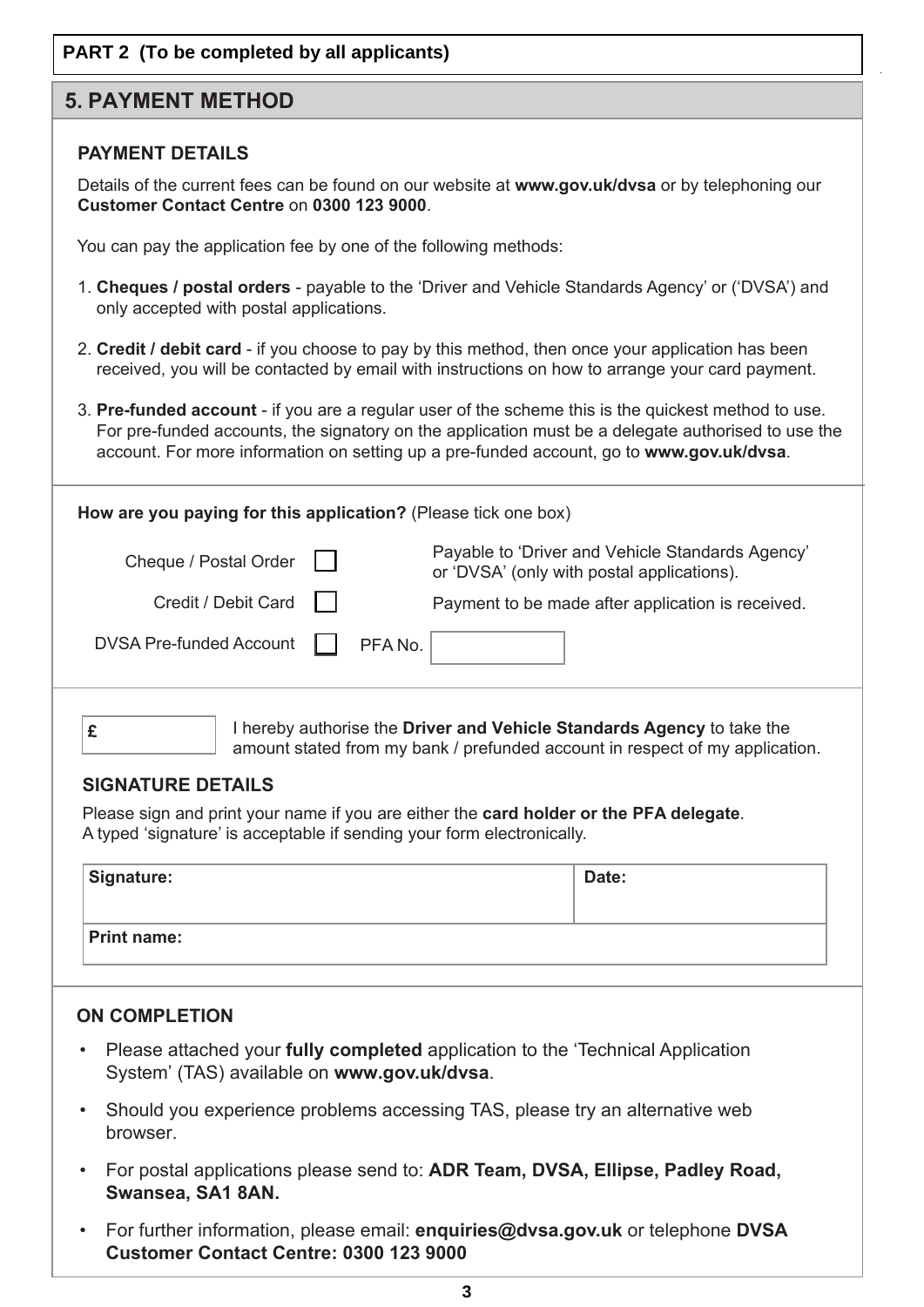**PART 2 (To be completed by all applicants)**

## 5. PAYMENT METHOD

### PAYMENT DETAILS

Details of the current fees can be found on our website at **www.gov.uk/dvsa** or by telephoning our **Customer Contact Centre** on **0300 123 9000**.

You can pay the application fee by one of the following methods:

1. **Cheques / postal orders** - payable to the 'Driver and Vehicle Standards Agency' or ('DVSA') and only accepted with postal applications.
2. **Credit / debit card** - if you choose to pay by this method, then once your application has been received, you will be contacted by email with instructions on how to arrange your card payment.
3. **Pre-funded account** - if you are a regular user of the scheme this is the quickest method to use. For pre-funded accounts, the signatory on the application must be a delegate authorised to use the account. For more information on setting up a pre-funded account, go to **www.gov.uk/dvsa**.

**How are you paying for this application?** (Please tick one box)

| | | |
|---|---|---|
| Cheque / Postal Order | ☐ | Payable to 'Driver and Vehicle Standards Agency' or 'DVSA' (only with postal applications). |
| Credit / Debit Card | ☐ | Payment to be made after application is received. |
| DVSA Pre-funded Account | ☐ | PFA No. |

£ ____ I hereby authorise the **Driver and Vehicle Standards Agency** to take the amount stated from my bank / prefunded account in respect of my application.

### SIGNATURE DETAILS

Please sign and print your name if you are either the **card holder or the PFA delegate**.
A typed 'signature' is acceptable if sending your form electronically.

| **Signature:** | **Date:** |
|---|---|
| **Print name:** | |

### ON COMPLETION

- Please attached your **fully completed** application to the 'Technical Application System' (TAS) available on **www.gov.uk/dvsa**.
- Should you experience problems accessing TAS, please try an alternative web browser.
- For postal applications please send to: **ADR Team, DVSA, Ellipse, Padley Road, Swansea, SA1 8AN.**
- For further information, please email: **enquiries@dvsa.gov.uk** or telephone **DVSA Customer Contact Centre: 0300 123 9000**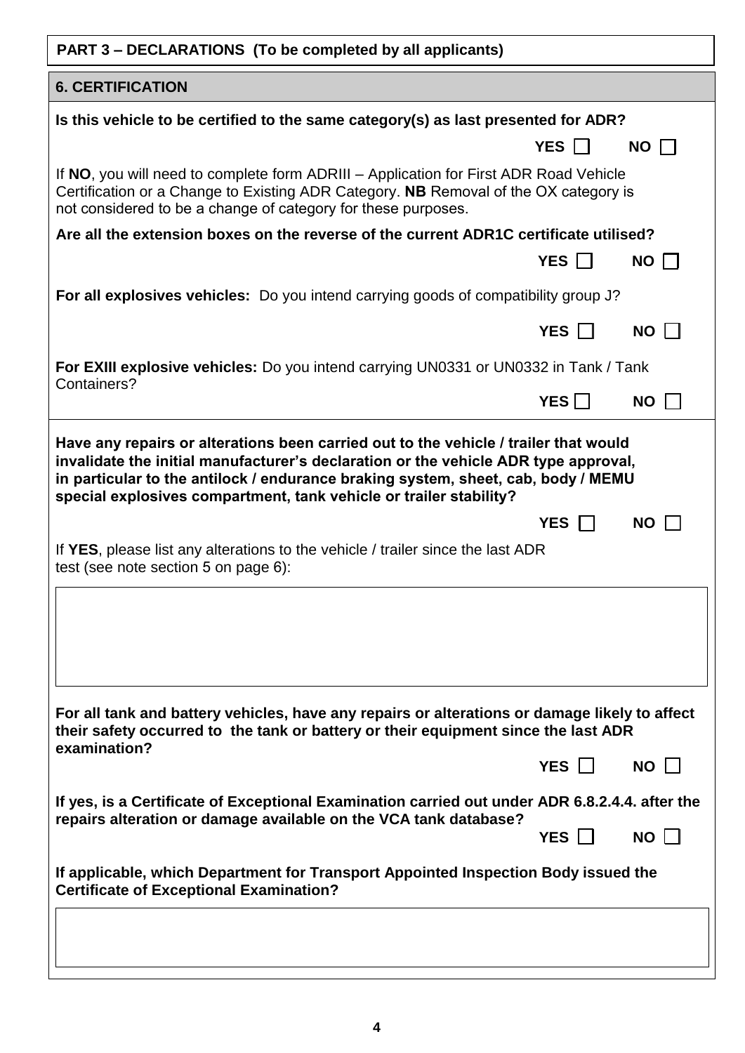## PART 3 – DECLARATIONS (To be completed by all applicants)

### 6. CERTIFICATION

**Is this vehicle to be certified to the same category(s) as last presented for ADR?**

**YES** ☐ **NO** ☐

If **NO**, you will need to complete form ADRIII – Application for First ADR Road Vehicle Certification or a Change to Existing ADR Category. **NB** Removal of the OX category is not considered to be a change of category for these purposes.

**Are all the extension boxes on the reverse of the current ADR1C certificate utilised?**

**YES** ☐ **NO** ☐

**For all explosives vehicles:** Do you intend carrying goods of compatibility group J?

**YES** ☐ **NO** ☐

**For EXIII explosive vehicles:** Do you intend carrying UN0331 or UN0332 in Tank / Tank Containers?

**YES** ☐ **NO** ☐

**Have any repairs or alterations been carried out to the vehicle / trailer that would invalidate the initial manufacturer's declaration or the vehicle ADR type approval, in particular to the antilock / endurance braking system, sheet, cab, body / MEMU special explosives compartment, tank vehicle or trailer stability?**

**YES** ☐ **NO** ☐

If **YES**, please list any alterations to the vehicle / trailer since the last ADR test (see note section 5 on page 6):

&nbsp;

**For all tank and battery vehicles, have any repairs or alterations or damage likely to affect their safety occurred to the tank or battery or their equipment since the last ADR examination?**

**YES** ☐ **NO** ☐

**If yes, is a Certificate of Exceptional Examination carried out under ADR 6.8.2.4.4. after the repairs alteration or damage available on the VCA tank database?**

**YES** ☐ **NO** ☐

**If applicable, which Department for Transport Appointed Inspection Body issued the Certificate of Exceptional Examination?**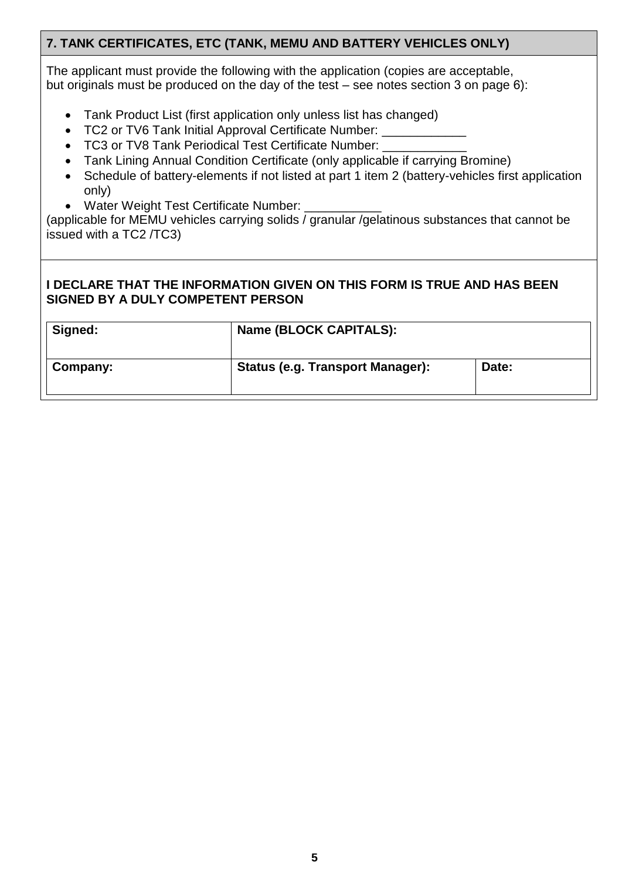## 7. TANK CERTIFICATES, ETC (TANK, MEMU AND BATTERY VEHICLES ONLY)

The applicant must provide the following with the application (copies are acceptable, but originals must be produced on the day of the test – see notes section 3 on page 6):

- Tank Product List (first application only unless list has changed)
- TC2 or TV6 Tank Initial Approval Certificate Number: ____________
- TC3 or TV8 Tank Periodical Test Certificate Number: ____________
- Tank Lining Annual Condition Certificate (only applicable if carrying Bromine)
- Schedule of battery-elements if not listed at part 1 item 2 (battery-vehicles first application only)
- Water Weight Test Certificate Number: ___________

(applicable for MEMU vehicles carrying solids / granular /gelatinous substances that cannot be issued with a TC2 /TC3)

**I DECLARE THAT THE INFORMATION GIVEN ON THIS FORM IS TRUE AND HAS BEEN SIGNED BY A DULY COMPETENT PERSON**

| Signed: | Name (BLOCK CAPITALS): | |
|---|---|---|
| **Company:** | **Status (e.g. Transport Manager):** | **Date:** |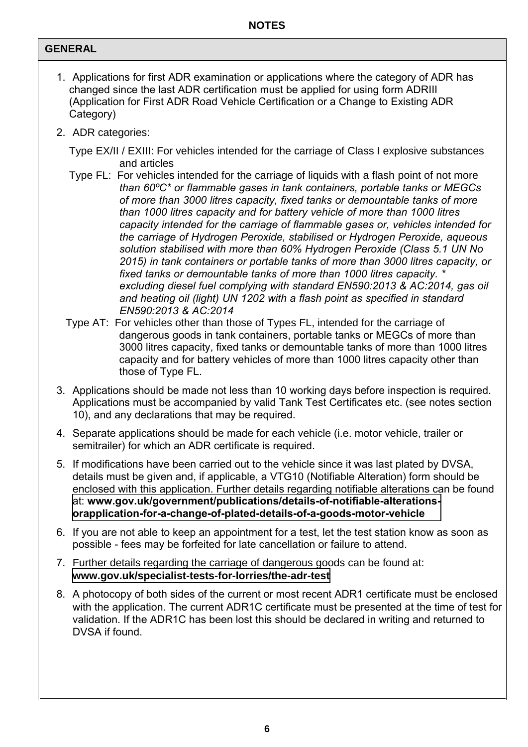# NOTES

## GENERAL

1. Applications for first ADR examination or applications where the category of ADR has changed since the last ADR certification must be applied for using form ADRIII (Application for First ADR Road Vehicle Certification or a Change to Existing ADR Category)

2. ADR categories:

   Type EX/II / EXIII: For vehicles intended for the carriage of Class I explosive substances and articles

   Type FL: For vehicles intended for the carriage of liquids with a flash point of not more *than 60ºC* or flammable gases in tank containers, portable tanks or MEGCs of more than 3000 litres capacity, fixed tanks or demountable tanks of more than 1000 litres capacity and for battery vehicle of more than 1000 litres capacity intended for the carriage of flammable gases or, vehicles intended for the carriage of Hydrogen Peroxide, stabilised or Hydrogen Peroxide, aqueous solution stabilised with more than 60% Hydrogen Peroxide (Class 5.1 UN No 2015) in tank containers or portable tanks of more than 3000 litres capacity, or fixed tanks or demountable tanks of more than 1000 litres capacity. * excluding diesel fuel complying with standard EN590:2013 & AC:2014, gas oil and heating oil (light) UN 1202 with a flash point as specified in standard EN590:2013 & AC:2014*

   Type AT: For vehicles other than those of Types FL, intended for the carriage of dangerous goods in tank containers, portable tanks or MEGCs of more than 3000 litres capacity, fixed tanks or demountable tanks of more than 1000 litres capacity and for battery vehicles of more than 1000 litres capacity other than those of Type FL.

3. Applications should be made not less than 10 working days before inspection is required. Applications must be accompanied by valid Tank Test Certificates etc. (see notes section 10), and any declarations that may be required.

4. Separate applications should be made for each vehicle (i.e. motor vehicle, trailer or semitrailer) for which an ADR certificate is required.

5. If modifications have been carried out to the vehicle since it was last plated by DVSA, details must be given and, if applicable, a VTG10 (Notifiable Alteration) form should be enclosed with this application. Further details regarding notifiable alterations can be found at: **www.gov.uk/government/publications/details-of-notifiable-alterations-orapplication-for-a-change-of-plated-details-of-a-goods-motor-vehicle**

6. If you are not able to keep an appointment for a test, let the test station know as soon as possible - fees may be forfeited for late cancellation or failure to attend.

7. Further details regarding the carriage of dangerous goods can be found at: **www.gov.uk/specialist-tests-for-lorries/the-adr-test**

8. A photocopy of both sides of the current or most recent ADR1 certificate must be enclosed with the application. The current ADR1C certificate must be presented at the time of test for validation. If the ADR1C has been lost this should be declared in writing and returned to DVSA if found.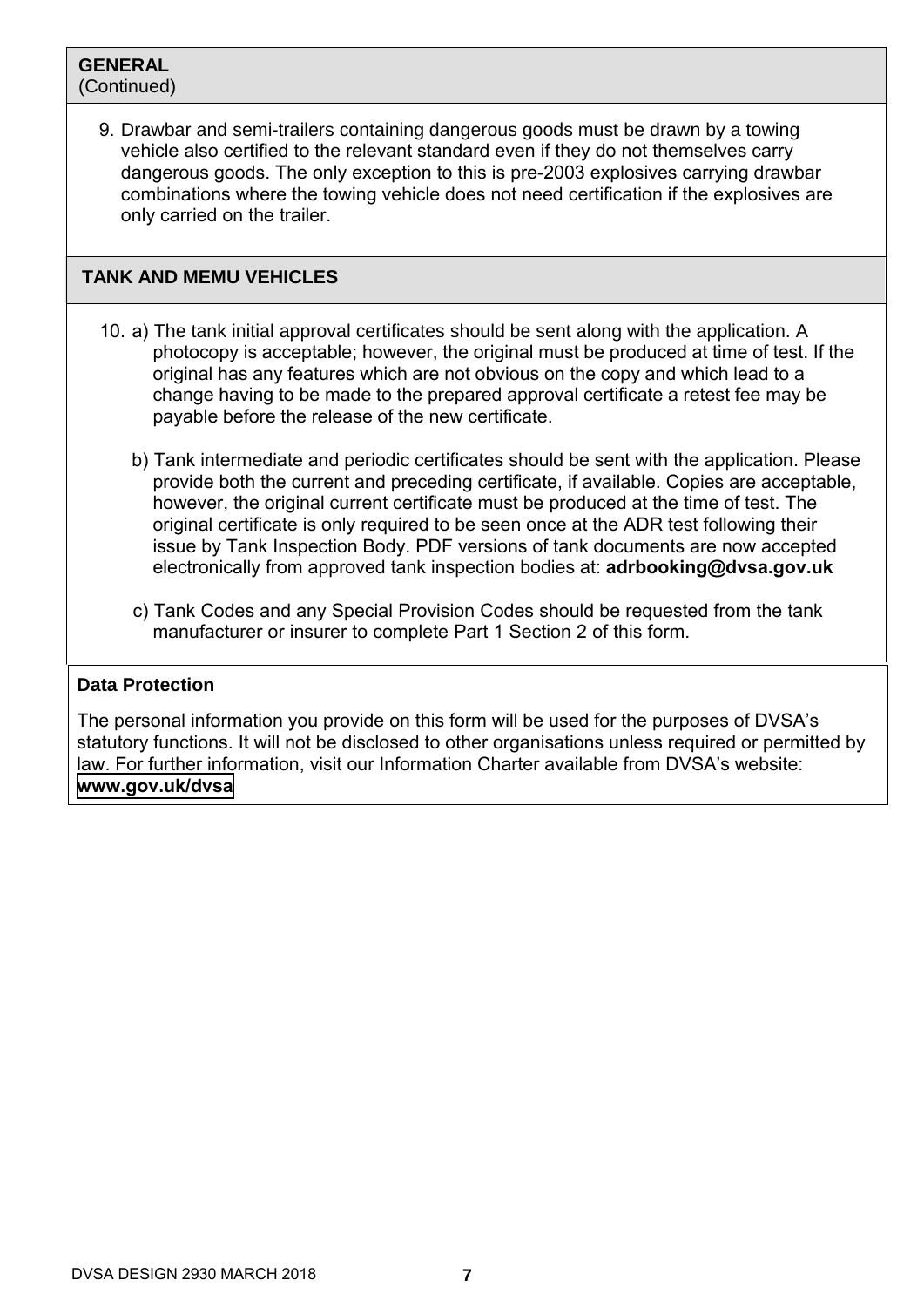## GENERAL
(Continued)

9. Drawbar and semi-trailers containing dangerous goods must be drawn by a towing vehicle also certified to the relevant standard even if they do not themselves carry dangerous goods. The only exception to this is pre-2003 explosives carrying drawbar combinations where the towing vehicle does not need certification if the explosives are only carried on the trailer.

## TANK AND MEMU VEHICLES

10. a) The tank initial approval certificates should be sent along with the application. A photocopy is acceptable; however, the original must be produced at time of test. If the original has any features which are not obvious on the copy and which lead to a change having to be made to the prepared approval certificate a retest fee may be payable before the release of the new certificate.

    b) Tank intermediate and periodic certificates should be sent with the application. Please provide both the current and preceding certificate, if available. Copies are acceptable, however, the original current certificate must be produced at the time of test. The original certificate is only required to be seen once at the ADR test following their issue by Tank Inspection Body. PDF versions of tank documents are now accepted electronically from approved tank inspection bodies at: **adrbooking@dvsa.gov.uk**

    c) Tank Codes and any Special Provision Codes should be requested from the tank manufacturer or insurer to complete Part 1 Section 2 of this form.

**Data Protection**

The personal information you provide on this form will be used for the purposes of DVSA's statutory functions. It will not be disclosed to other organisations unless required or permitted by law. For further information, visit our Information Charter available from DVSA's website: **www.gov.uk/dvsa**

DVSA DESIGN 2930 MARCH 2018